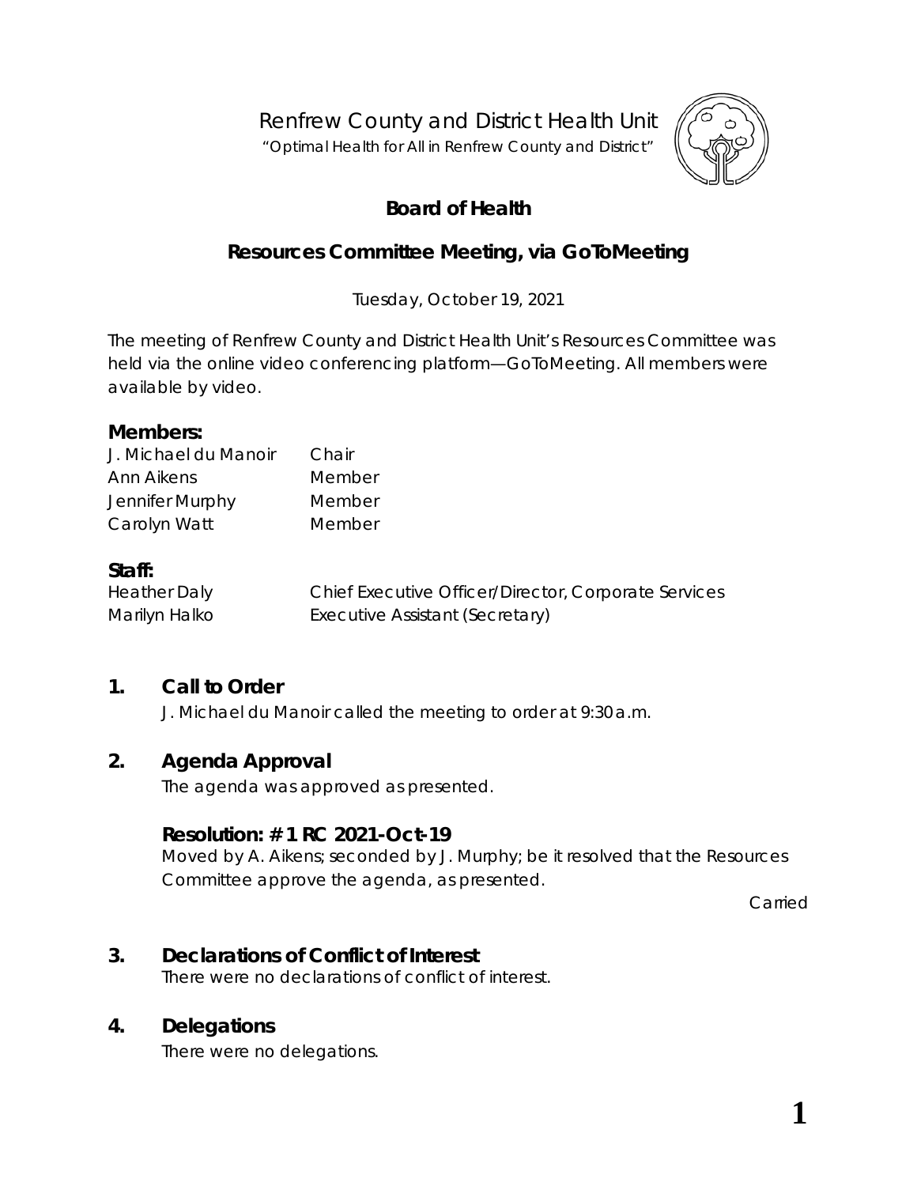Renfrew County and District Health Unit

*"Optimal Health for All in Renfrew County and District"*

# Board of Health

## Resources Committee Meeting, via GoToMeeting

Tuesday, October 19, 2021

The meeting of Renfrew County and District Health Unit's Resources Committee was held via the online video conferencing platform—GoToMeeting. All members were available by video.

### Members:

| | |
|---|---|
| J. Michael du Manoir | Chair |
| Ann Aikens | Member |
| Jennifer Murphy | Member |
| Carolyn Watt | Member |

### Staff:

| | |
|---|---|
| Heather Daly | Chief Executive Officer/Director, Corporate Services |
| Marilyn Halko | Executive Assistant (Secretary) |

## 1. Call to Order

J. Michael du Manoir called the meeting to order at 9:30 a.m.

## 2. Agenda Approval

The agenda was approved as presented.

### Resolution: # 1 RC 2021-Oct-19

Moved by A. Aikens; seconded by J. Murphy; be it resolved that the Resources Committee approve the agenda, as presented.

Carried

## 3. Declarations of Conflict of Interest

There were no declarations of conflict of interest.

## 4. Delegations

There were no delegations.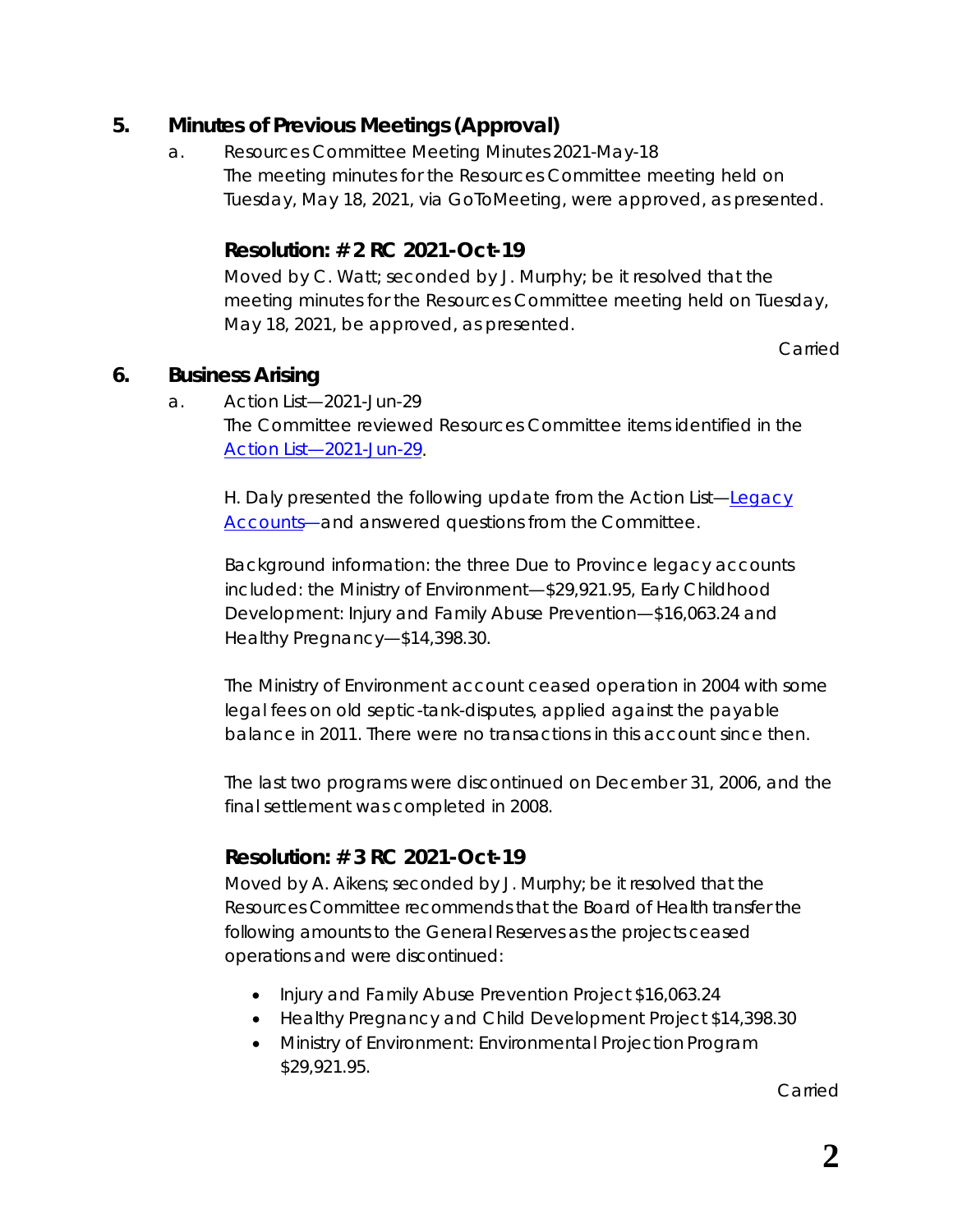## 5. Minutes of Previous Meetings (Approval)

a. Resources Committee Meeting Minutes 2021-May-18
The meeting minutes for the Resources Committee meeting held on Tuesday, May 18, 2021, via GoToMeeting, were approved, as presented.

### Resolution: # 2 RC 2021-Oct-19

Moved by C. Watt; seconded by J. Murphy; be it resolved that the meeting minutes for the Resources Committee meeting held on Tuesday, May 18, 2021, be approved, as presented.

Carried

## 6. Business Arising

a. Action List—2021-Jun-29
The Committee reviewed Resources Committee items identified in the Action List—2021-Jun-29.

H. Daly presented the following update from the Action List—Legacy Accounts—and answered questions from the Committee.

Background information: the three Due to Province legacy accounts included: the Ministry of Environment—$29,921.95, Early Childhood Development: Injury and Family Abuse Prevention—$16,063.24 and Healthy Pregnancy—$14,398.30.

The Ministry of Environment account ceased operation in 2004 with some legal fees on old septic-tank-disputes, applied against the payable balance in 2011. There were no transactions in this account since then.

The last two programs were discontinued on December 31, 2006, and the final settlement was completed in 2008.

### Resolution: # 3 RC 2021-Oct-19

Moved by A. Aikens; seconded by J. Murphy; be it resolved that the Resources Committee recommends that the Board of Health transfer the following amounts to the General Reserves as the projects ceased operations and were discontinued:

- Injury and Family Abuse Prevention Project $16,063.24
- Healthy Pregnancy and Child Development Project $14,398.30
- Ministry of Environment: Environmental Projection Program $29,921.95.

Carried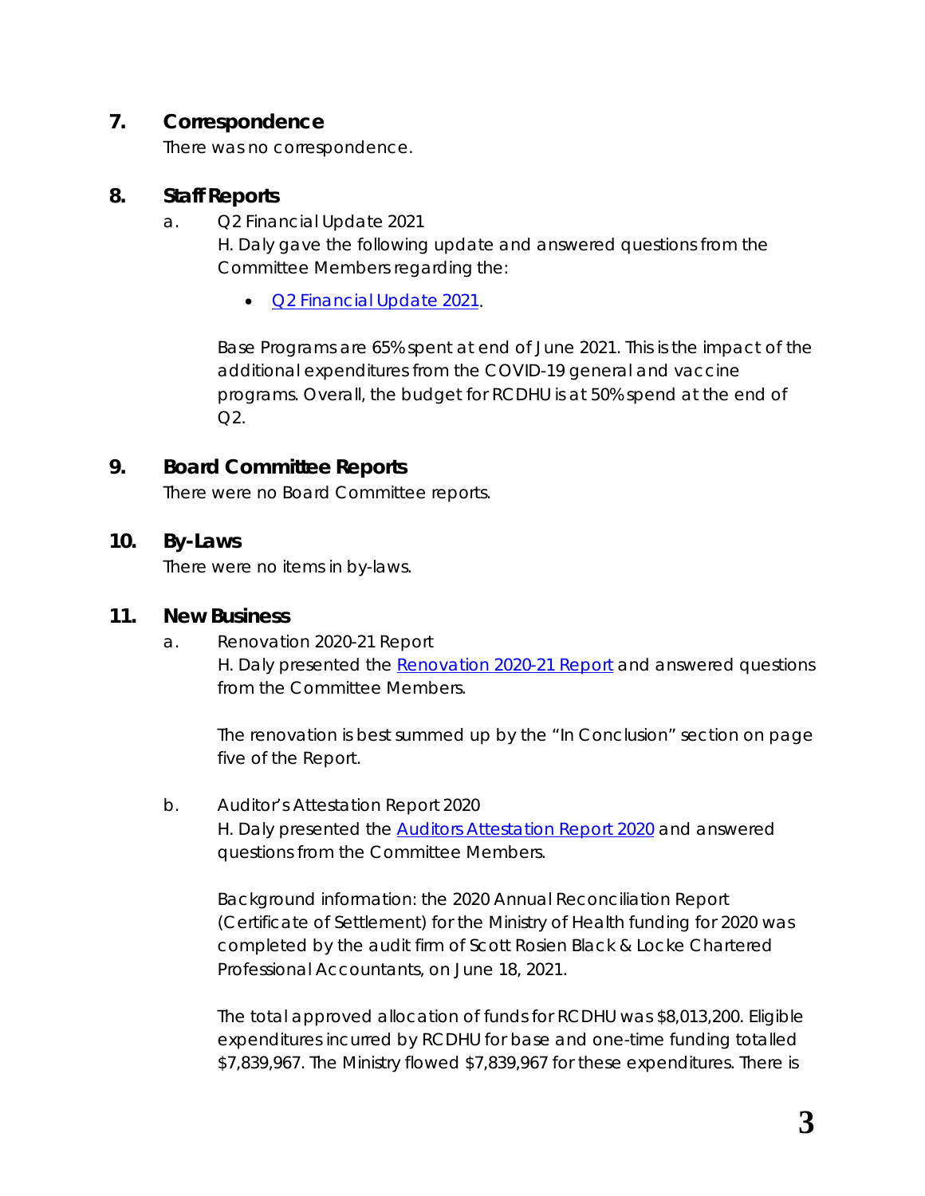## 7. Correspondence

There was no correspondence.

## 8. Staff Reports

a. Q2 Financial Update 2021

H. Daly gave the following update and answered questions from the Committee Members regarding the:

- Q2 Financial Update 2021.

Base Programs are 65% spent at end of June 2021. This is the impact of the additional expenditures from the COVID-19 general and vaccine programs. Overall, the budget for RCDHU is at 50% spend at the end of Q2.

## 9. Board Committee Reports

There were no Board Committee reports.

## 10. By-Laws

There were no items in by-laws.

## 11. New Business

a. Renovation 2020-21 Report

H. Daly presented the Renovation 2020-21 Report and answered questions from the Committee Members.

The renovation is best summed up by the "In Conclusion" section on page five of the Report.

b. Auditor's Attestation Report 2020

H. Daly presented the Auditors Attestation Report 2020 and answered questions from the Committee Members.

Background information: the 2020 Annual Reconciliation Report (Certificate of Settlement) for the Ministry of Health funding for 2020 was completed by the audit firm of Scott Rosien Black & Locke Chartered Professional Accountants, on June 18, 2021.

The total approved allocation of funds for RCDHU was $8,013,200. Eligible expenditures incurred by RCDHU for base and one-time funding totalled $7,839,967. The Ministry flowed $7,839,967 for these expenditures. There is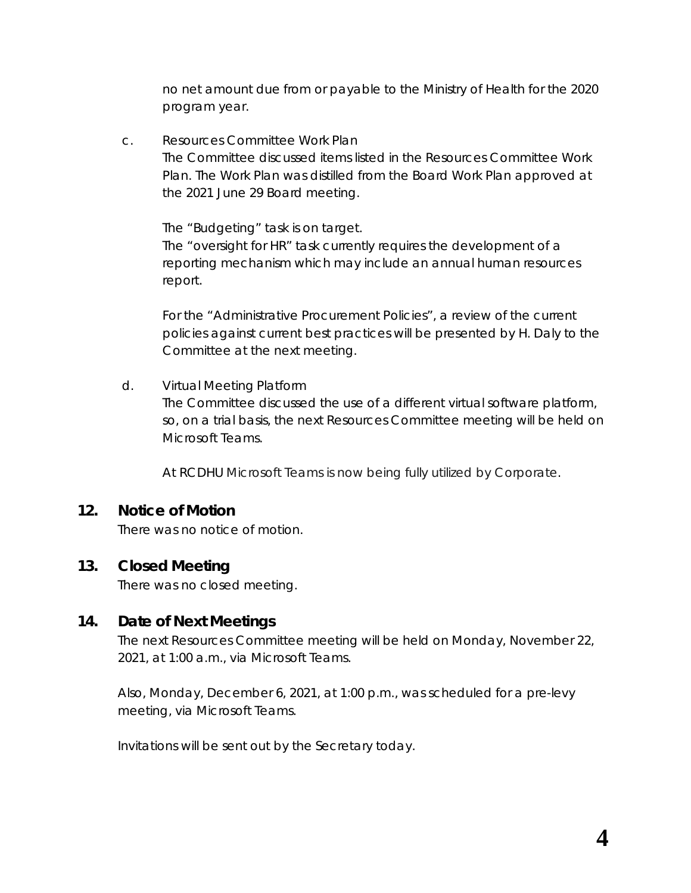no net amount due from or payable to the Ministry of Health for the 2020 program year.

c. Resources Committee Work Plan
The Committee discussed items listed in the Resources Committee Work Plan. The Work Plan was distilled from the Board Work Plan approved at the 2021 June 29 Board meeting.

The "Budgeting" task is on target.
The "oversight for HR" task currently requires the development of a reporting mechanism which may include an annual human resources report.

For the "Administrative Procurement Policies", a review of the current policies against current best practices will be presented by H. Daly to the Committee at the next meeting.

d. Virtual Meeting Platform
The Committee discussed the use of a different virtual software platform, so, on a trial basis, the next Resources Committee meeting will be held on Microsoft Teams.

At RCDHU Microsoft Teams is now being fully utilized by Corporate.

## 12. Notice of Motion

There was no notice of motion.

## 13. Closed Meeting

There was no closed meeting.

## 14. Date of Next Meetings

The next Resources Committee meeting will be held on Monday, November 22, 2021, at 1:00 a.m., via Microsoft Teams.

Also, Monday, December 6, 2021, at 1:00 p.m., was scheduled for a pre-levy meeting, via Microsoft Teams.

Invitations will be sent out by the Secretary today.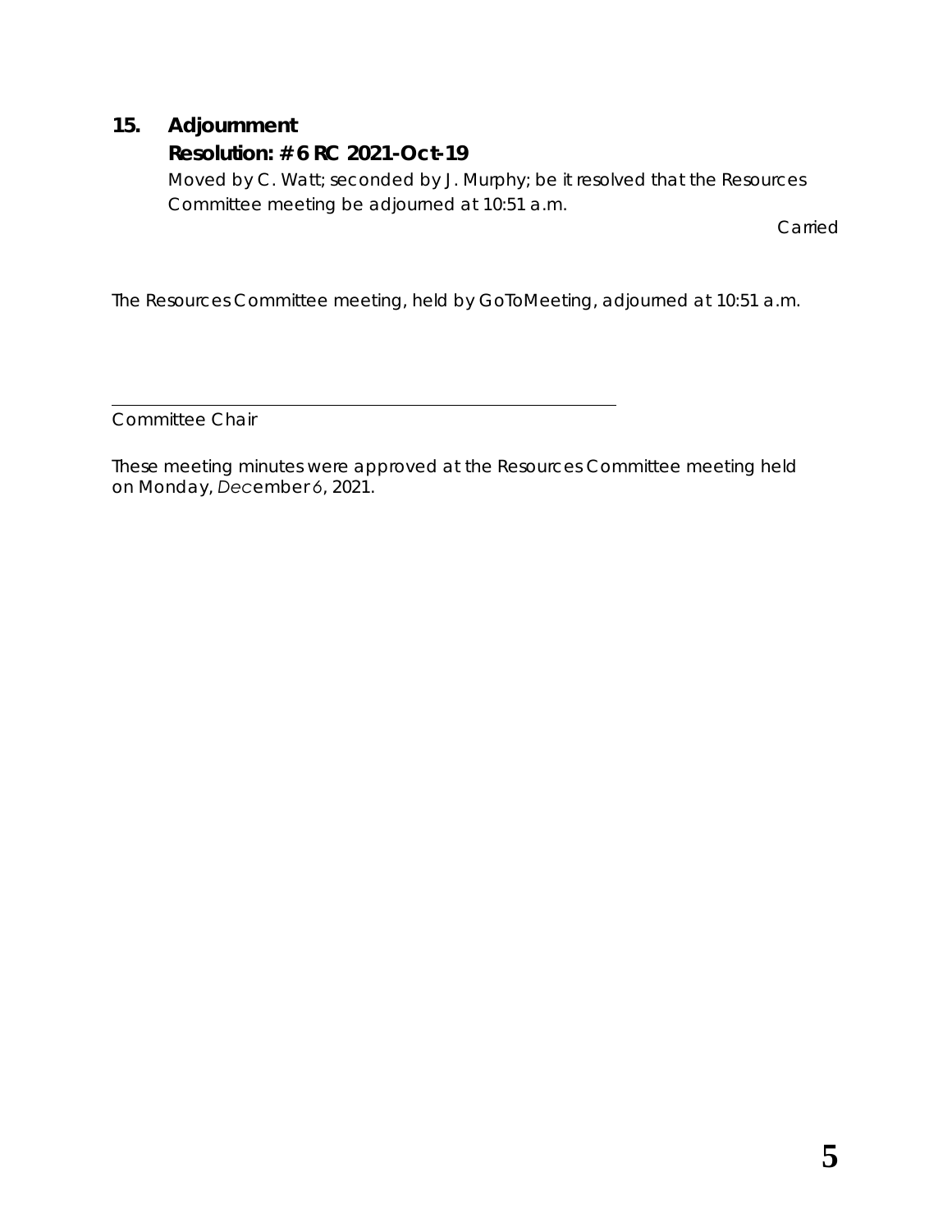## 15. Adjournment

**Resolution: # 6 RC 2021-Oct-19**

Moved by C. Watt; seconded by J. Murphy; be it resolved that the Resources Committee meeting be adjourned at 10:51 a.m.

Carried

The Resources Committee meeting, held by GoToMeeting, adjourned at 10:51 a.m.

\_\_\_\_\_\_\_\_\_\_\_\_\_\_\_\_\_\_\_\_\_\_\_\_\_\_\_\_\_\_\_\_\_\_\_\_\_\_\_\_\_\_\_\_

Committee Chair

These meeting minutes were approved at the Resources Committee meeting held on Monday, December 6, 2021.